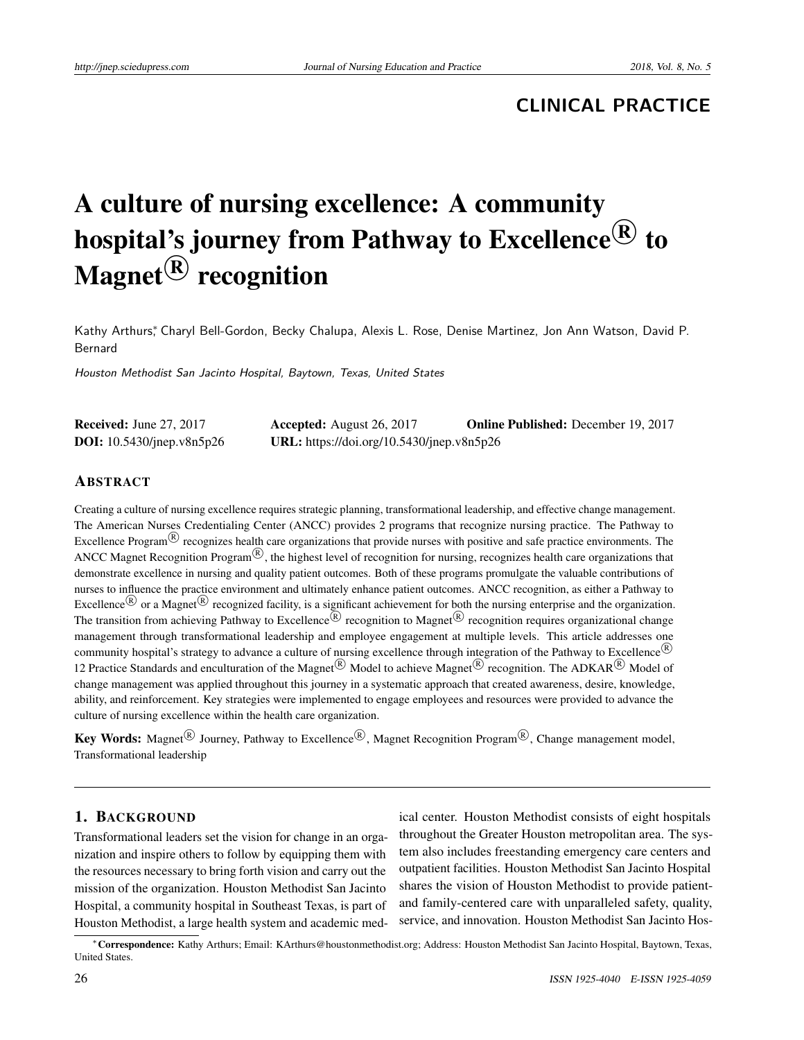**CLINICAL PRACTICE**

# A culture of nursing excellence: A community hospital's journey from Pathway to Excellence® to Magnet® recognition

Kathy Arthurs*, Charyl Bell-Gordon, Becky Chalupa, Alexis L. Rose, Denise Martinez, Jon Ann Watson, David P. Bernard

*Houston Methodist San Jacinto Hospital, Baytown, Texas, United States*

**Received:** June 27, 2017 **Accepted:** August 26, 2017 **Online Published:** December 19, 2017
**DOI:** 10.5430/jnep.v8n5p26 **URL:** https://doi.org/10.5430/jnep.v8n5p26

## ABSTRACT

Creating a culture of nursing excellence requires strategic planning, transformational leadership, and effective change management. The American Nurses Credentialing Center (ANCC) provides 2 programs that recognize nursing practice. The Pathway to Excellence Program® recognizes health care organizations that provide nurses with positive and safe practice environments. The ANCC Magnet Recognition Program®, the highest level of recognition for nursing, recognizes health care organizations that demonstrate excellence in nursing and quality patient outcomes. Both of these programs promulgate the valuable contributions of nurses to influence the practice environment and ultimately enhance patient outcomes. ANCC recognition, as either a Pathway to Excellence® or a Magnet® recognized facility, is a significant achievement for both the nursing enterprise and the organization. The transition from achieving Pathway to Excellence® recognition to Magnet® recognition requires organizational change management through transformational leadership and employee engagement at multiple levels. This article addresses one community hospital's strategy to advance a culture of nursing excellence through integration of the Pathway to Excellence® 12 Practice Standards and enculturation of the Magnet® Model to achieve Magnet® recognition. The ADKAR® Model of change management was applied throughout this journey in a systematic approach that created awareness, desire, knowledge, ability, and reinforcement. Key strategies were implemented to engage employees and resources were provided to advance the culture of nursing excellence within the health care organization.

**Key Words:** Magnet® Journey, Pathway to Excellence®, Magnet Recognition Program®, Change management model, Transformational leadership

## 1. BACKGROUND

Transformational leaders set the vision for change in an organization and inspire others to follow by equipping them with the resources necessary to bring forth vision and carry out the mission of the organization. Houston Methodist San Jacinto Hospital, a community hospital in Southeast Texas, is part of Houston Methodist, a large health system and academic medical center. Houston Methodist consists of eight hospitals throughout the Greater Houston metropolitan area. The system also includes freestanding emergency care centers and outpatient facilities. Houston Methodist San Jacinto Hospital shares the vision of Houston Methodist to provide patient- and family-centered care with unparalleled safety, quality, service, and innovation. Houston Methodist San Jacinto Hos-

*Correspondence: Kathy Arthurs; Email: KArthurs@houstonmethodist.org; Address: Houston Methodist San Jacinto Hospital, Baytown, Texas, United States.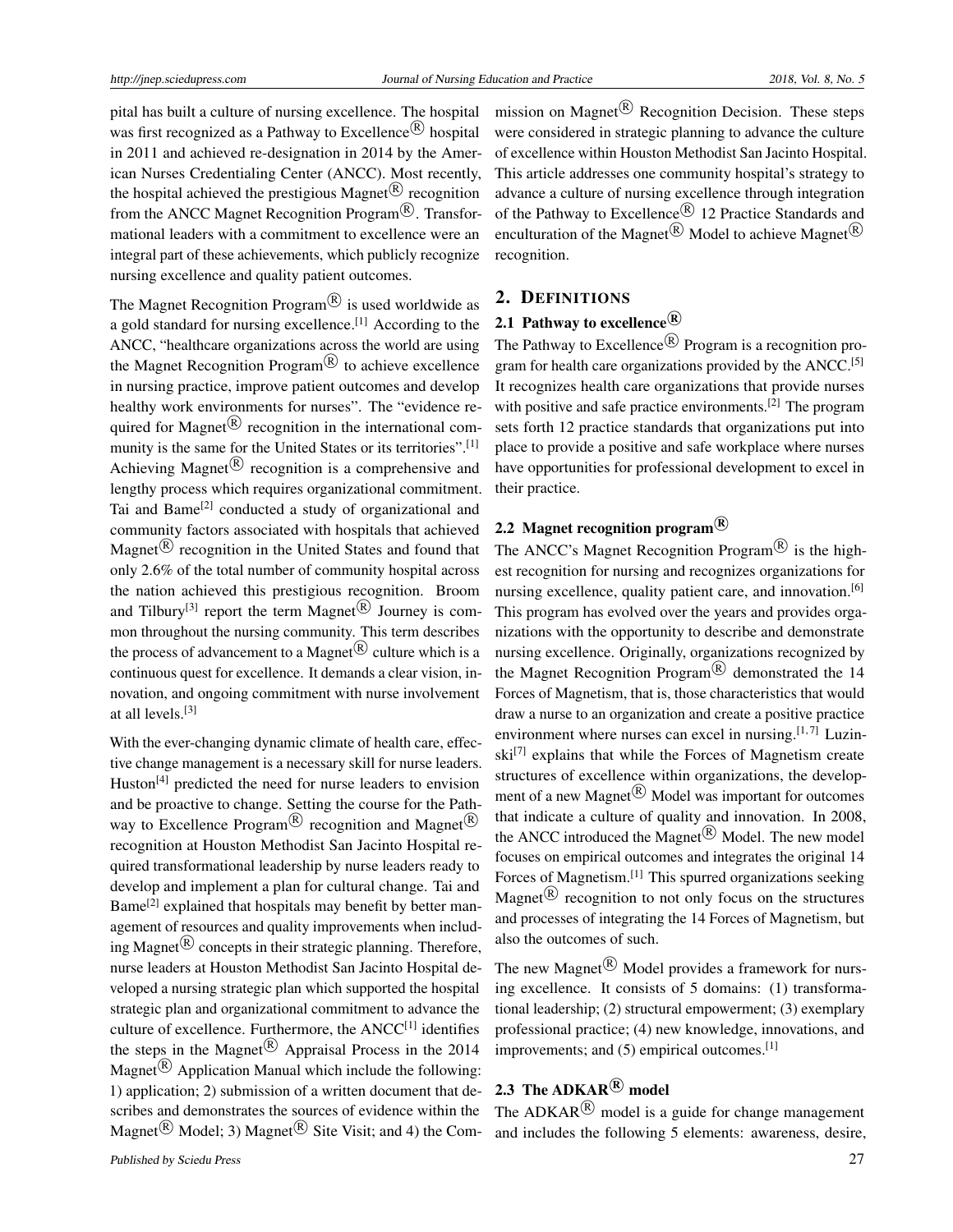pital has built a culture of nursing excellence. The hospital was first recognized as a Pathway to Excellence® hospital in 2011 and achieved re-designation in 2014 by the American Nurses Credentialing Center (ANCC). Most recently, the hospital achieved the prestigious Magnet® recognition from the ANCC Magnet Recognition Program®. Transformational leaders with a commitment to excellence were an integral part of these achievements, which publicly recognize nursing excellence and quality patient outcomes.

The Magnet Recognition Program® is used worldwide as a gold standard for nursing excellence.[1] According to the ANCC, "healthcare organizations across the world are using the Magnet Recognition Program® to achieve excellence in nursing practice, improve patient outcomes and develop healthy work environments for nurses". The "evidence required for Magnet® recognition in the international community is the same for the United States or its territories".[1] Achieving Magnet® recognition is a comprehensive and lengthy process which requires organizational commitment. Tai and Bame[2] conducted a study of organizational and community factors associated with hospitals that achieved Magnet® recognition in the United States and found that only 2.6% of the total number of community hospital across the nation achieved this prestigious recognition. Broom and Tilbury[3] report the term Magnet® Journey is common throughout the nursing community. This term describes the process of advancement to a Magnet® culture which is a continuous quest for excellence. It demands a clear vision, innovation, and ongoing commitment with nurse involvement at all levels.[3]

With the ever-changing dynamic climate of health care, effective change management is a necessary skill for nurse leaders. Huston[4] predicted the need for nurse leaders to envision and be proactive to change. Setting the course for the Pathway to Excellence Program® recognition and Magnet® recognition at Houston Methodist San Jacinto Hospital required transformational leadership by nurse leaders ready to develop and implement a plan for cultural change. Tai and Bame[2] explained that hospitals may benefit by better management of resources and quality improvements when including Magnet® concepts in their strategic planning. Therefore, nurse leaders at Houston Methodist San Jacinto Hospital developed a nursing strategic plan which supported the hospital strategic plan and organizational commitment to advance the culture of excellence. Furthermore, the ANCC[1] identifies the steps in the Magnet® Appraisal Process in the 2014 Magnet® Application Manual which include the following: 1) application; 2) submission of a written document that describes and demonstrates the sources of evidence within the Magnet® Model; 3) Magnet® Site Visit; and 4) the Commission on Magnet® Recognition Decision. These steps were considered in strategic planning to advance the culture of excellence within Houston Methodist San Jacinto Hospital. This article addresses one community hospital's strategy to advance a culture of nursing excellence through integration of the Pathway to Excellence® 12 Practice Standards and enculturation of the Magnet® Model to achieve Magnet® recognition.

## 2. DEFINITIONS

### 2.1 Pathway to excellence®

The Pathway to Excellence® Program is a recognition program for health care organizations provided by the ANCC.[5] It recognizes health care organizations that provide nurses with positive and safe practice environments.[2] The program sets forth 12 practice standards that organizations put into place to provide a positive and safe workplace where nurses have opportunities for professional development to excel in their practice.

### 2.2 Magnet recognition program®

The ANCC's Magnet Recognition Program® is the highest recognition for nursing and recognizes organizations for nursing excellence, quality patient care, and innovation.[6] This program has evolved over the years and provides organizations with the opportunity to describe and demonstrate nursing excellence. Originally, organizations recognized by the Magnet Recognition Program® demonstrated the 14 Forces of Magnetism, that is, those characteristics that would draw a nurse to an organization and create a positive practice environment where nurses can excel in nursing.[1,7] Luzinski[7] explains that while the Forces of Magnetism create structures of excellence within organizations, the development of a new Magnet® Model was important for outcomes that indicate a culture of quality and innovation. In 2008, the ANCC introduced the Magnet® Model. The new model focuses on empirical outcomes and integrates the original 14 Forces of Magnetism.[1] This spurred organizations seeking Magnet® recognition to not only focus on the structures and processes of integrating the 14 Forces of Magnetism, but also the outcomes of such.

The new Magnet® Model provides a framework for nursing excellence. It consists of 5 domains: (1) transformational leadership; (2) structural empowerment; (3) exemplary professional practice; (4) new knowledge, innovations, and improvements; and (5) empirical outcomes.[1]

### 2.3 The ADKAR® model

The ADKAR® model is a guide for change management and includes the following 5 elements: awareness, desire,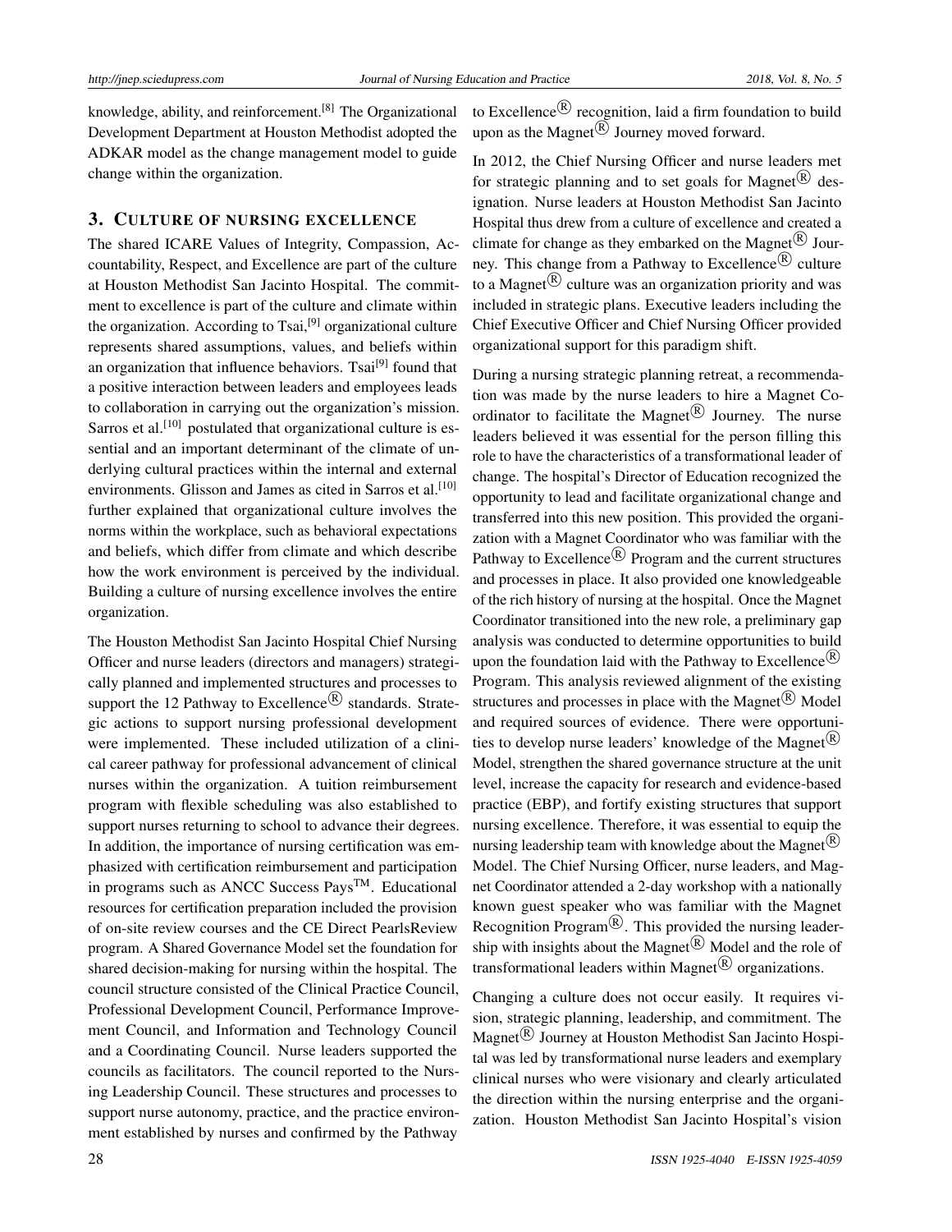knowledge, ability, and reinforcement.[8] The Organizational Development Department at Houston Methodist adopted the ADKAR model as the change management model to guide change within the organization.

## 3. Culture of nursing excellence

The shared ICARE Values of Integrity, Compassion, Accountability, Respect, and Excellence are part of the culture at Houston Methodist San Jacinto Hospital. The commitment to excellence is part of the culture and climate within the organization. According to Tsai,[9] organizational culture represents shared assumptions, values, and beliefs within an organization that influence behaviors. Tsai[9] found that a positive interaction between leaders and employees leads to collaboration in carrying out the organization's mission. Sarros et al.[10] postulated that organizational culture is essential and an important determinant of the climate of underlying cultural practices within the internal and external environments. Glisson and James as cited in Sarros et al.[10] further explained that organizational culture involves the norms within the workplace, such as behavioral expectations and beliefs, which differ from climate and which describe how the work environment is perceived by the individual. Building a culture of nursing excellence involves the entire organization.

The Houston Methodist San Jacinto Hospital Chief Nursing Officer and nurse leaders (directors and managers) strategically planned and implemented structures and processes to support the 12 Pathway to Excellence® standards. Strategic actions to support nursing professional development were implemented. These included utilization of a clinical career pathway for professional advancement of clinical nurses within the organization. A tuition reimbursement program with flexible scheduling was also established to support nurses returning to school to advance their degrees. In addition, the importance of nursing certification was emphasized with certification reimbursement and participation in programs such as ANCC Success Pays™. Educational resources for certification preparation included the provision of on-site review courses and the CE Direct PearlsReview program. A Shared Governance Model set the foundation for shared decision-making for nursing within the hospital. The council structure consisted of the Clinical Practice Council, Professional Development Council, Performance Improvement Council, and Information and Technology Council and a Coordinating Council. Nurse leaders supported the councils as facilitators. The council reported to the Nursing Leadership Council. These structures and processes to support nurse autonomy, practice, and the practice environment established by nurses and confirmed by the Pathway to Excellence® recognition, laid a firm foundation to build upon as the Magnet® Journey moved forward.

In 2012, the Chief Nursing Officer and nurse leaders met for strategic planning and to set goals for Magnet® designation. Nurse leaders at Houston Methodist San Jacinto Hospital thus drew from a culture of excellence and created a climate for change as they embarked on the Magnet® Journey. This change from a Pathway to Excellence® culture to a Magnet® culture was an organization priority and was included in strategic plans. Executive leaders including the Chief Executive Officer and Chief Nursing Officer provided organizational support for this paradigm shift.

During a nursing strategic planning retreat, a recommendation was made by the nurse leaders to hire a Magnet Coordinator to facilitate the Magnet® Journey. The nurse leaders believed it was essential for the person filling this role to have the characteristics of a transformational leader of change. The hospital's Director of Education recognized the opportunity to lead and facilitate organizational change and transferred into this new position. This provided the organization with a Magnet Coordinator who was familiar with the Pathway to Excellence® Program and the current structures and processes in place. It also provided one knowledgeable of the rich history of nursing at the hospital. Once the Magnet Coordinator transitioned into the new role, a preliminary gap analysis was conducted to determine opportunities to build upon the foundation laid with the Pathway to Excellence® Program. This analysis reviewed alignment of the existing structures and processes in place with the Magnet® Model and required sources of evidence. There were opportunities to develop nurse leaders' knowledge of the Magnet® Model, strengthen the shared governance structure at the unit level, increase the capacity for research and evidence-based practice (EBP), and fortify existing structures that support nursing excellence. Therefore, it was essential to equip the nursing leadership team with knowledge about the Magnet® Model. The Chief Nursing Officer, nurse leaders, and Magnet Coordinator attended a 2-day workshop with a nationally known guest speaker who was familiar with the Magnet Recognition Program®. This provided the nursing leadership with insights about the Magnet® Model and the role of transformational leaders within Magnet® organizations.

Changing a culture does not occur easily. It requires vision, strategic planning, leadership, and commitment. The Magnet® Journey at Houston Methodist San Jacinto Hospital was led by transformational nurse leaders and exemplary clinical nurses who were visionary and clearly articulated the direction within the nursing enterprise and the organization. Houston Methodist San Jacinto Hospital's vision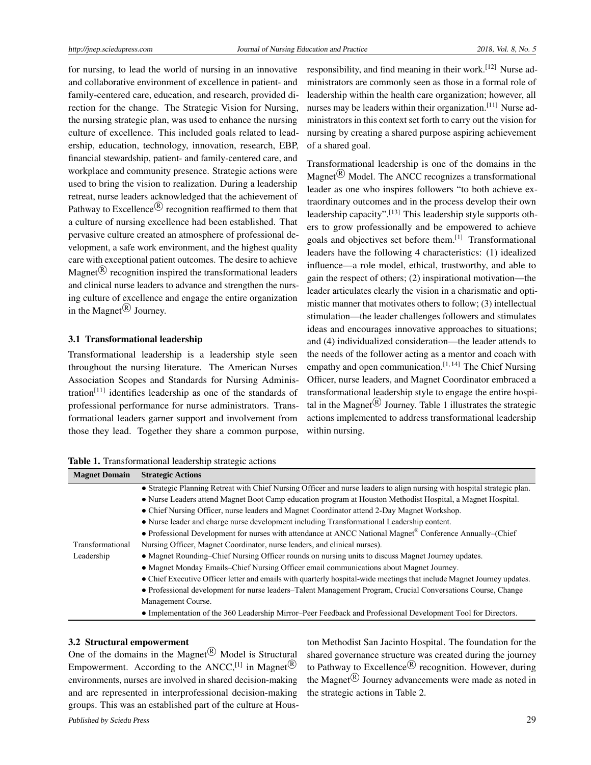for nursing, to lead the world of nursing in an innovative and collaborative environment of excellence in patient- and family-centered care, education, and research, provided direction for the change. The Strategic Vision for Nursing, the nursing strategic plan, was used to enhance the nursing culture of excellence. This included goals related to leadership, education, technology, innovation, research, EBP, financial stewardship, patient- and family-centered care, and workplace and community presence. Strategic actions were used to bring the vision to realization. During a leadership retreat, nurse leaders acknowledged that the achievement of Pathway to Excellence® recognition reaffirmed to them that a culture of nursing excellence had been established. That pervasive culture created an atmosphere of professional development, a safe work environment, and the highest quality care with exceptional patient outcomes. The desire to achieve Magnet® recognition inspired the transformational leaders and clinical nurse leaders to advance and strengthen the nursing culture of excellence and engage the entire organization in the Magnet® Journey.

### 3.1 Transformational leadership

Transformational leadership is a leadership style seen throughout the nursing literature. The American Nurses Association Scopes and Standards for Nursing Administration[11] identifies leadership as one of the standards of professional performance for nurse administrators. Transformational leaders garner support and involvement from those they lead. Together they share a common purpose, responsibility, and find meaning in their work.[12] Nurse administrators are commonly seen as those in a formal role of leadership within the health care organization; however, all nurses may be leaders within their organization.[11] Nurse administrators in this context set forth to carry out the vision for nursing by creating a shared purpose aspiring achievement of a shared goal.

Transformational leadership is one of the domains in the Magnet® Model. The ANCC recognizes a transformational leader as one who inspires followers "to both achieve extraordinary outcomes and in the process develop their own leadership capacity".[13] This leadership style supports others to grow professionally and be empowered to achieve goals and objectives set before them.[1] Transformational leaders have the following 4 characteristics: (1) idealized influence—a role model, ethical, trustworthy, and able to gain the respect of others; (2) inspirational motivation—the leader articulates clearly the vision in a charismatic and optimistic manner that motivates others to follow; (3) intellectual stimulation—the leader challenges followers and stimulates ideas and encourages innovative approaches to situations; and (4) individualized consideration—the leader attends to the needs of the follower acting as a mentor and coach with empathy and open communication.[1, 14] The Chief Nursing Officer, nurse leaders, and Magnet Coordinator embraced a transformational leadership style to engage the entire hospital in the Magnet® Journey. Table 1 illustrates the strategic actions implemented to address transformational leadership within nursing.

**Table 1.** Transformational leadership strategic actions

| Magnet Domain | Strategic Actions |
|---|---|
| Transformational Leadership | • Strategic Planning Retreat with Chief Nursing Officer and nurse leaders to align nursing with hospital strategic plan.<br>• Nurse Leaders attend Magnet Boot Camp education program at Houston Methodist Hospital, a Magnet Hospital.<br>• Chief Nursing Officer, nurse leaders and Magnet Coordinator attend 2-Day Magnet Workshop.<br>• Nurse leader and charge nurse development including Transformational Leadership content.<br>• Professional Development for nurses with attendance at ANCC National Magnet® Conference Annually–(Chief Nursing Officer, Magnet Coordinator, nurse leaders, and clinical nurses).<br>• Magnet Rounding–Chief Nursing Officer rounds on nursing units to discuss Magnet Journey updates.<br>• Magnet Monday Emails–Chief Nursing Officer email communications about Magnet Journey.<br>• Chief Executive Officer letter and emails with quarterly hospital-wide meetings that include Magnet Journey updates.<br>• Professional development for nurse leaders–Talent Management Program, Crucial Conversations Course, Change Management Course.<br>• Implementation of the 360 Leadership Mirror–Peer Feedback and Professional Development Tool for Directors. |

### 3.2 Structural empowerment

One of the domains in the Magnet® Model is Structural Empowerment. According to the ANCC,[1] in Magnet® environments, nurses are involved in shared decision-making and are represented in interprofessional decision-making groups. This was an established part of the culture at Houston Methodist San Jacinto Hospital. The foundation for the shared governance structure was created during the journey to Pathway to Excellence® recognition. However, during the Magnet® Journey advancements were made as noted in the strategic actions in Table 2.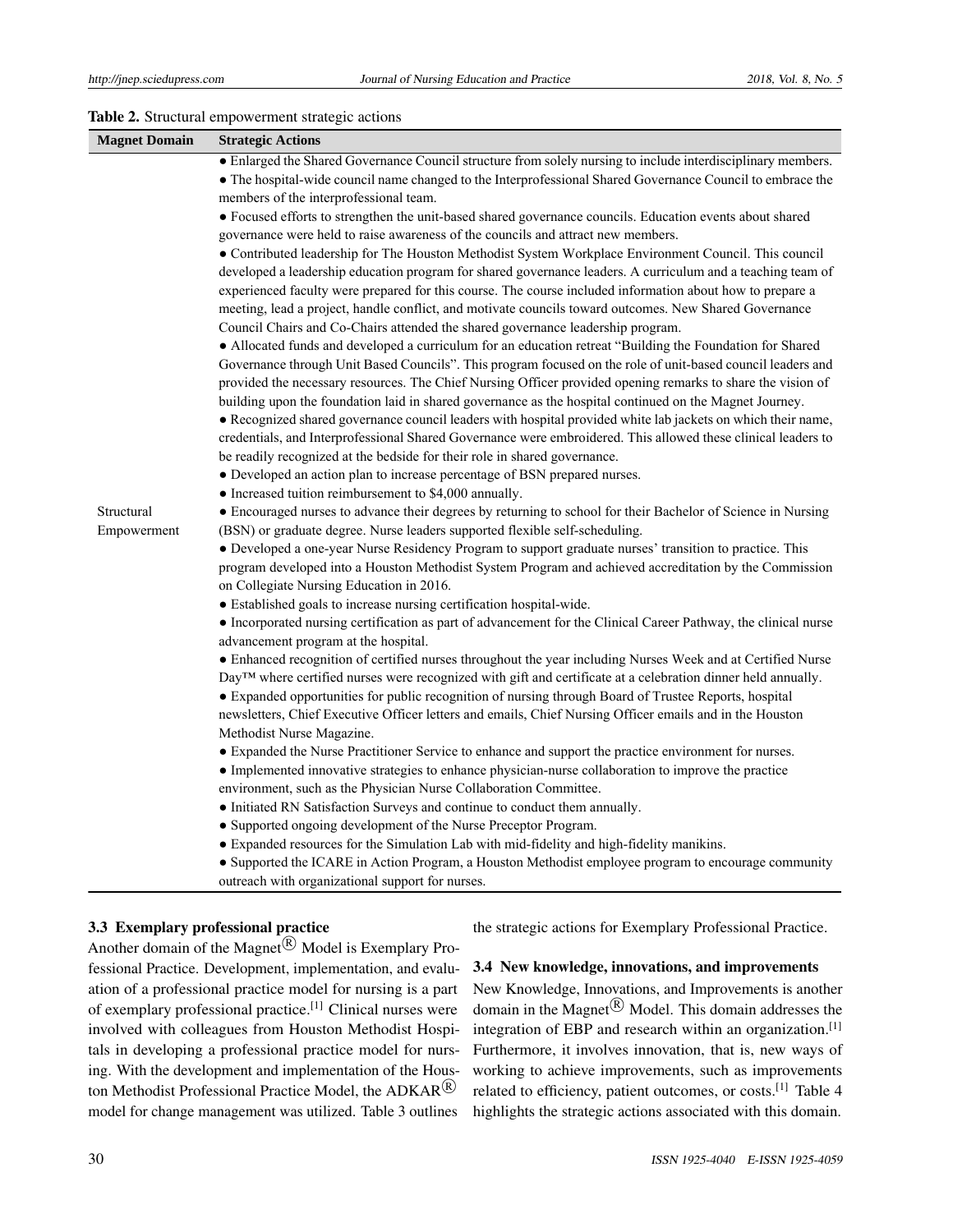**Table 2.** Structural empowerment strategic actions

| Magnet Domain | Strategic Actions |
|---|---|
| Structural Empowerment | • Enlarged the Shared Governance Council structure from solely nursing to include interdisciplinary members.<br>• The hospital-wide council name changed to the Interprofessional Shared Governance Council to embrace the members of the interprofessional team.<br>• Focused efforts to strengthen the unit-based shared governance councils. Education events about shared governance were held to raise awareness of the councils and attract new members.<br>• Contributed leadership for The Houston Methodist System Workplace Environment Council. This council developed a leadership education program for shared governance leaders. A curriculum and a teaching team of experienced faculty were prepared for this course. The course included information about how to prepare a meeting, lead a project, handle conflict, and motivate councils toward outcomes. New Shared Governance Council Chairs and Co-Chairs attended the shared governance leadership program.<br>• Allocated funds and developed a curriculum for an education retreat "Building the Foundation for Shared Governance through Unit Based Councils". This program focused on the role of unit-based council leaders and provided the necessary resources. The Chief Nursing Officer provided opening remarks to share the vision of building upon the foundation laid in shared governance as the hospital continued on the Magnet Journey.<br>• Recognized shared governance council leaders with hospital provided white lab jackets on which their name, credentials, and Interprofessional Shared Governance were embroidered. This allowed these clinical leaders to be readily recognized at the bedside for their role in shared governance.<br>• Developed an action plan to increase percentage of BSN prepared nurses.<br>• Increased tuition reimbursement to $4,000 annually.<br>• Encouraged nurses to advance their degrees by returning to school for their Bachelor of Science in Nursing (BSN) or graduate degree. Nurse leaders supported flexible self-scheduling.<br>• Developed a one-year Nurse Residency Program to support graduate nurses' transition to practice. This program developed into a Houston Methodist System Program and achieved accreditation by the Commission on Collegiate Nursing Education in 2016.<br>• Established goals to increase nursing certification hospital-wide.<br>• Incorporated nursing certification as part of advancement for the Clinical Career Pathway, the clinical nurse advancement program at the hospital.<br>• Enhanced recognition of certified nurses throughout the year including Nurses Week and at Certified Nurse Day™ where certified nurses were recognized with gift and certificate at a celebration dinner held annually.<br>• Expanded opportunities for public recognition of nursing through Board of Trustee Reports, hospital newsletters, Chief Executive Officer letters and emails, Chief Nursing Officer emails and in the Houston Methodist Nurse Magazine.<br>• Expanded the Nurse Practitioner Service to enhance and support the practice environment for nurses.<br>• Implemented innovative strategies to enhance physician-nurse collaboration to improve the practice environment, such as the Physician Nurse Collaboration Committee.<br>• Initiated RN Satisfaction Surveys and continue to conduct them annually.<br>• Supported ongoing development of the Nurse Preceptor Program.<br>• Expanded resources for the Simulation Lab with mid-fidelity and high-fidelity manikins.<br>• Supported the ICARE in Action Program, a Houston Methodist employee program to encourage community outreach with organizational support for nurses. |

### 3.3 Exemplary professional practice

Another domain of the Magnet® Model is Exemplary Professional Practice. Development, implementation, and evaluation of a professional practice model for nursing is a part of exemplary professional practice.[1] Clinical nurses were involved with colleagues from Houston Methodist Hospitals in developing a professional practice model for nursing. With the development and implementation of the Houston Methodist Professional Practice Model, the ADKAR® model for change management was utilized. Table 3 outlines the strategic actions for Exemplary Professional Practice.

### 3.4 New knowledge, innovations, and improvements

New Knowledge, Innovations, and Improvements is another domain in the Magnet® Model. This domain addresses the integration of EBP and research within an organization.[1] Furthermore, it involves innovation, that is, new ways of working to achieve improvements, such as improvements related to efficiency, patient outcomes, or costs.[1] Table 4 highlights the strategic actions associated with this domain.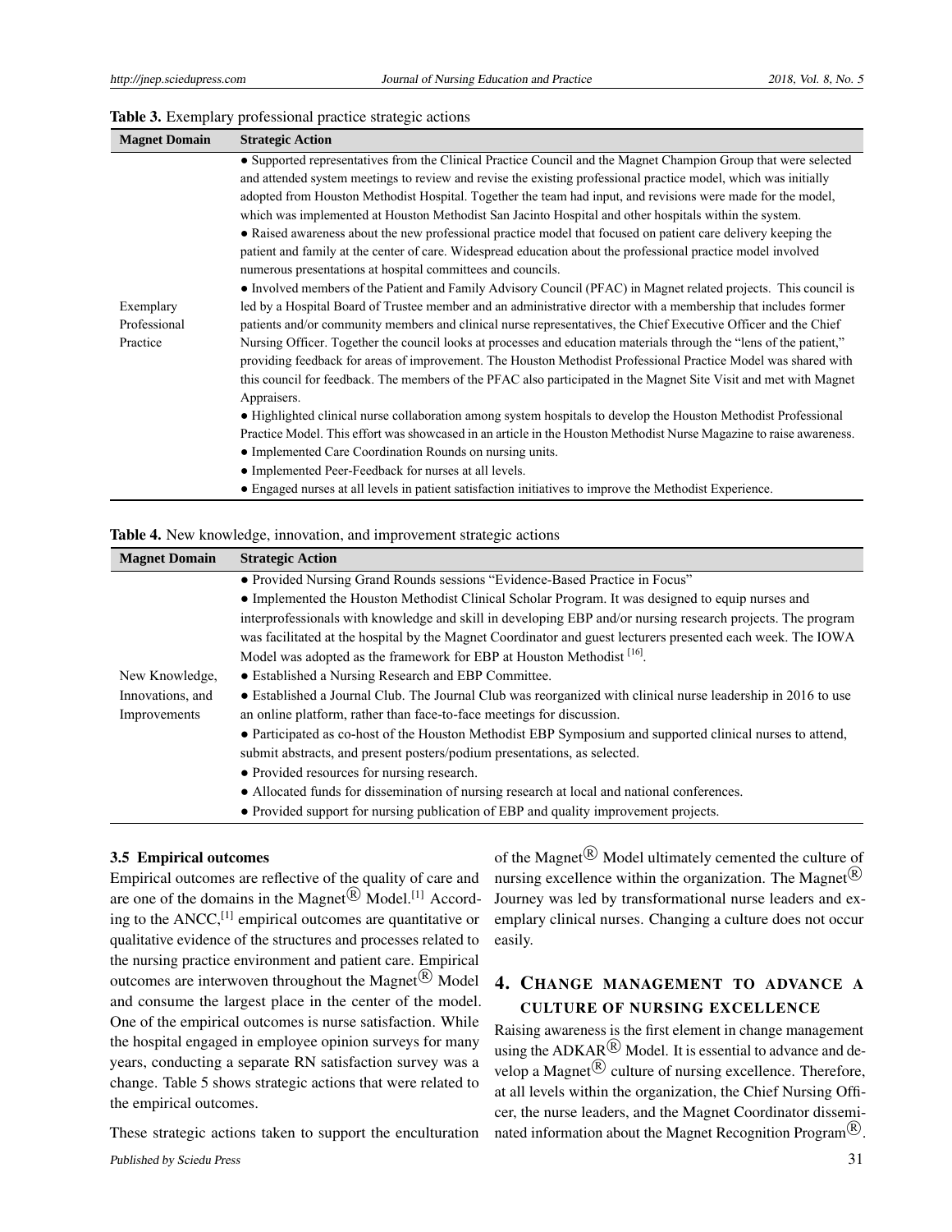**Table 3.** Exemplary professional practice strategic actions

| Magnet Domain | Strategic Action |
| --- | --- |
| Exemplary Professional Practice | • Supported representatives from the Clinical Practice Council and the Magnet Champion Group that were selected and attended system meetings to review and revise the existing professional practice model, which was initially adopted from Houston Methodist Hospital. Together the team had input, and revisions were made for the model, which was implemented at Houston Methodist San Jacinto Hospital and other hospitals within the system.<br>• Raised awareness about the new professional practice model that focused on patient care delivery keeping the patient and family at the center of care. Widespread education about the professional practice model involved numerous presentations at hospital committees and councils.<br>• Involved members of the Patient and Family Advisory Council (PFAC) in Magnet related projects. This council is led by a Hospital Board of Trustee member and an administrative director with a membership that includes former patients and/or community members and clinical nurse representatives, the Chief Executive Officer and the Chief Nursing Officer. Together the council looks at processes and education materials through the "lens of the patient," providing feedback for areas of improvement. The Houston Methodist Professional Practice Model was shared with this council for feedback. The members of the PFAC also participated in the Magnet Site Visit and met with Magnet Appraisers.<br>• Highlighted clinical nurse collaboration among system hospitals to develop the Houston Methodist Professional Practice Model. This effort was showcased in an article in the Houston Methodist Nurse Magazine to raise awareness.<br>• Implemented Care Coordination Rounds on nursing units.<br>• Implemented Peer-Feedback for nurses at all levels.<br>• Engaged nurses at all levels in patient satisfaction initiatives to improve the Methodist Experience. |

**Table 4.** New knowledge, innovation, and improvement strategic actions

| Magnet Domain | Strategic Action |
| --- | --- |
| New Knowledge, Innovations, and Improvements | • Provided Nursing Grand Rounds sessions "Evidence-Based Practice in Focus"<br>• Implemented the Houston Methodist Clinical Scholar Program. It was designed to equip nurses and interprofessionals with knowledge and skill in developing EBP and/or nursing research projects. The program was facilitated at the hospital by the Magnet Coordinator and guest lecturers presented each week. The IOWA Model was adopted as the framework for EBP at Houston Methodist [16].<br>• Established a Nursing Research and EBP Committee.<br>• Established a Journal Club. The Journal Club was reorganized with clinical nurse leadership in 2016 to use an online platform, rather than face-to-face meetings for discussion.<br>• Participated as co-host of the Houston Methodist EBP Symposium and supported clinical nurses to attend, submit abstracts, and present posters/podium presentations, as selected.<br>• Provided resources for nursing research.<br>• Allocated funds for dissemination of nursing research at local and national conferences.<br>• Provided support for nursing publication of EBP and quality improvement projects. |

### 3.5 Empirical outcomes

Empirical outcomes are reflective of the quality of care and are one of the domains in the Magnet® Model.[1] According to the ANCC,[1] empirical outcomes are quantitative or qualitative evidence of the structures and processes related to the nursing practice environment and patient care. Empirical outcomes are interwoven throughout the Magnet® Model and consume the largest place in the center of the model. One of the empirical outcomes is nurse satisfaction. While the hospital engaged in employee opinion surveys for many years, conducting a separate RN satisfaction survey was a change. Table 5 shows strategic actions that were related to the empirical outcomes.

These strategic actions taken to support the enculturation of the Magnet® Model ultimately cemented the culture of nursing excellence within the organization. The Magnet® Journey was led by transformational nurse leaders and exemplary clinical nurses. Changing a culture does not occur easily.

## 4. Change management to advance a culture of nursing excellence

Raising awareness is the first element in change management using the ADKAR® Model. It is essential to advance and develop a Magnet® culture of nursing excellence. Therefore, at all levels within the organization, the Chief Nursing Officer, the nurse leaders, and the Magnet Coordinator disseminated information about the Magnet Recognition Program®.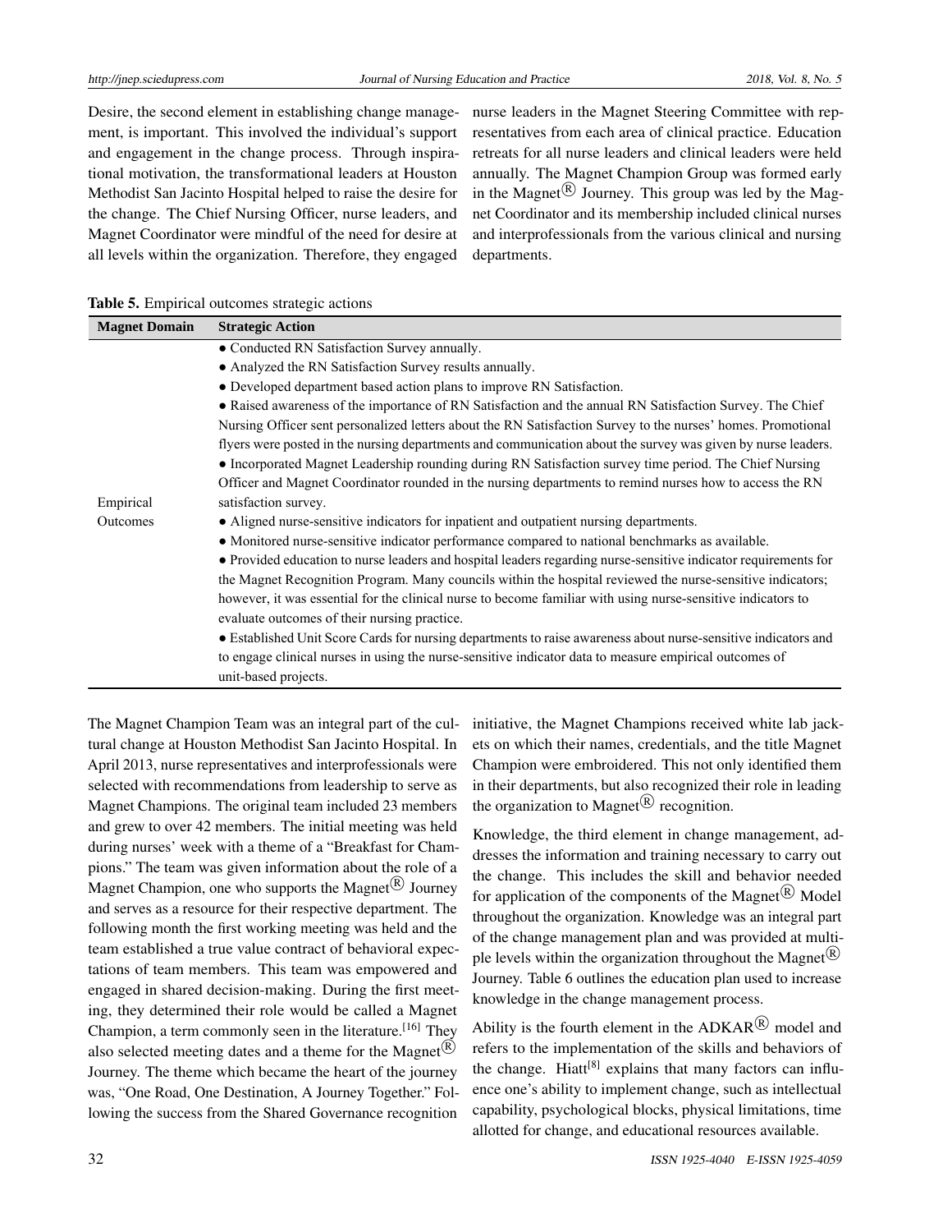Desire, the second element in establishing change management, is important. This involved the individual's support and engagement in the change process. Through inspirational motivation, the transformational leaders at Houston Methodist San Jacinto Hospital helped to raise the desire for the change. The Chief Nursing Officer, nurse leaders, and Magnet Coordinator were mindful of the need for desire at all levels within the organization. Therefore, they engaged nurse leaders in the Magnet Steering Committee with representatives from each area of clinical practice. Education retreats for all nurse leaders and clinical leaders were held annually. The Magnet Champion Group was formed early in the Magnet® Journey. This group was led by the Magnet Coordinator and its membership included clinical nurses and interprofessionals from the various clinical and nursing departments.

**Table 5.** Empirical outcomes strategic actions

| Magnet Domain | Strategic Action |
| --- | --- |
| Empirical Outcomes | • Conducted RN Satisfaction Survey annually.<br>• Analyzed the RN Satisfaction Survey results annually.<br>• Developed department based action plans to improve RN Satisfaction.<br>• Raised awareness of the importance of RN Satisfaction and the annual RN Satisfaction Survey. The Chief Nursing Officer sent personalized letters about the RN Satisfaction Survey to the nurses' homes. Promotional flyers were posted in the nursing departments and communication about the survey was given by nurse leaders.<br>• Incorporated Magnet Leadership rounding during RN Satisfaction survey time period. The Chief Nursing Officer and Magnet Coordinator rounded in the nursing departments to remind nurses how to access the RN satisfaction survey.<br>• Aligned nurse-sensitive indicators for inpatient and outpatient nursing departments.<br>• Monitored nurse-sensitive indicator performance compared to national benchmarks as available.<br>• Provided education to nurse leaders and hospital leaders regarding nurse-sensitive indicator requirements for the Magnet Recognition Program. Many councils within the hospital reviewed the nurse-sensitive indicators; however, it was essential for the clinical nurse to become familiar with using nurse-sensitive indicators to evaluate outcomes of their nursing practice.<br>• Established Unit Score Cards for nursing departments to raise awareness about nurse-sensitive indicators and to engage clinical nurses in using the nurse-sensitive indicator data to measure empirical outcomes of unit-based projects. |

The Magnet Champion Team was an integral part of the cultural change at Houston Methodist San Jacinto Hospital. In April 2013, nurse representatives and interprofessionals were selected with recommendations from leadership to serve as Magnet Champions. The original team included 23 members and grew to over 42 members. The initial meeting was held during nurses' week with a theme of a "Breakfast for Champions." The team was given information about the role of a Magnet Champion, one who supports the Magnet® Journey and serves as a resource for their respective department. The following month the first working meeting was held and the team established a true value contract of behavioral expectations of team members. This team was empowered and engaged in shared decision-making. During the first meeting, they determined their role would be called a Magnet Champion, a term commonly seen in the literature.[16] They also selected meeting dates and a theme for the Magnet® Journey. The theme which became the heart of the journey was, "One Road, One Destination, A Journey Together." Following the success from the Shared Governance recognition initiative, the Magnet Champions received white lab jackets on which their names, credentials, and the title Magnet Champion were embroidered. This not only identified them in their departments, but also recognized their role in leading the organization to Magnet® recognition.

Knowledge, the third element in change management, addresses the information and training necessary to carry out the change. This includes the skill and behavior needed for application of the components of the Magnet® Model throughout the organization. Knowledge was an integral part of the change management plan and was provided at multiple levels within the organization throughout the Magnet® Journey. Table 6 outlines the education plan used to increase knowledge in the change management process.

Ability is the fourth element in the ADKAR® model and refers to the implementation of the skills and behaviors of the change. Hiatt[8] explains that many factors can influence one's ability to implement change, such as intellectual capability, psychological blocks, physical limitations, time allotted for change, and educational resources available.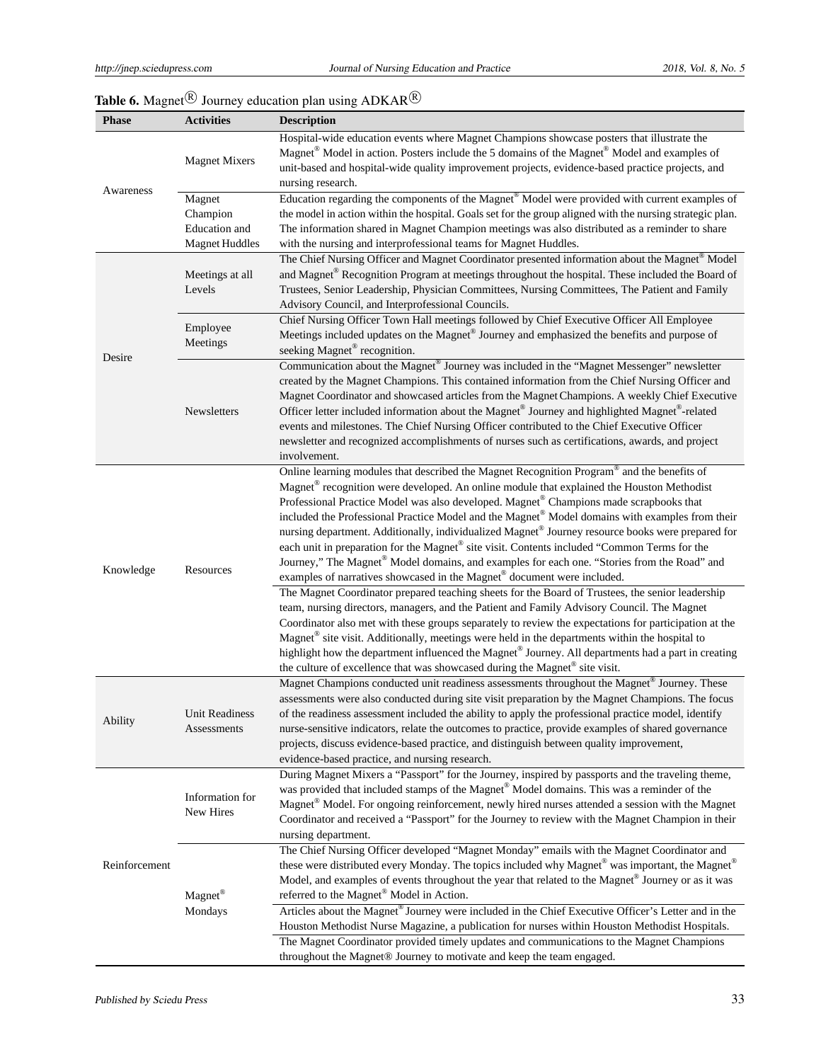**Table 6.** Magnet® Journey education plan using ADKAR®

| Phase | Activities | Description |
| --- | --- | --- |
| Awareness | Magnet Mixers | Hospital-wide education events where Magnet Champions showcase posters that illustrate the Magnet® Model in action. Posters include the 5 domains of the Magnet® Model and examples of unit-based and hospital-wide quality improvement projects, evidence-based practice projects, and nursing research. |
| | Magnet Champion Education and Magnet Huddles | Education regarding the components of the Magnet® Model were provided with current examples of the model in action within the hospital. Goals set for the group aligned with the nursing strategic plan. The information shared in Magnet Champion meetings was also distributed as a reminder to share with the nursing and interprofessional teams for Magnet Huddles. |
| Desire | Meetings at all Levels | The Chief Nursing Officer and Magnet Coordinator presented information about the Magnet® Model and Magnet® Recognition Program at meetings throughout the hospital. These included the Board of Trustees, Senior Leadership, Physician Committees, Nursing Committees, The Patient and Family Advisory Council, and Interprofessional Councils. |
| | Employee Meetings | Chief Nursing Officer Town Hall meetings followed by Chief Executive Officer All Employee Meetings included updates on the Magnet® Journey and emphasized the benefits and purpose of seeking Magnet® recognition. |
| | Newsletters | Communication about the Magnet® Journey was included in the "Magnet Messenger" newsletter created by the Magnet Champions. This contained information from the Chief Nursing Officer and Magnet Coordinator and showcased articles from the Magnet Champions. A weekly Chief Executive Officer letter included information about the Magnet® Journey and highlighted Magnet®-related events and milestones. The Chief Nursing Officer contributed to the Chief Executive Officer newsletter and recognized accomplishments of nurses such as certifications, awards, and project involvement. |
| Knowledge | Resources | Online learning modules that described the Magnet Recognition Program® and the benefits of Magnet® recognition were developed. An online module that explained the Houston Methodist Professional Practice Model was also developed. Magnet® Champions made scrapbooks that included the Professional Practice Model and the Magnet® Model domains with examples from their nursing department. Additionally, individualized Magnet® Journey resource books were prepared for each unit in preparation for the Magnet® site visit. Contents included "Common Terms for the Journey," The Magnet® Model domains, and examples for each one. "Stories from the Road" and examples of narratives showcased in the Magnet® document were included. |
| | | The Magnet Coordinator prepared teaching sheets for the Board of Trustees, the senior leadership team, nursing directors, managers, and the Patient and Family Advisory Council. The Magnet Coordinator also met with these groups separately to review the expectations for participation at the Magnet® site visit. Additionally, meetings were held in the departments within the hospital to highlight how the department influenced the Magnet® Journey. All departments had a part in creating the culture of excellence that was showcased during the Magnet® site visit. |
| Ability | Unit Readiness Assessments | Magnet Champions conducted unit readiness assessments throughout the Magnet® Journey. These assessments were also conducted during site visit preparation by the Magnet Champions. The focus of the readiness assessment included the ability to apply the professional practice model, identify nurse-sensitive indicators, relate the outcomes to practice, provide examples of shared governance projects, discuss evidence-based practice, and distinguish between quality improvement, evidence-based practice, and nursing research. |
| Reinforcement | Information for New Hires | During Magnet Mixers a "Passport" for the Journey, inspired by passports and the traveling theme, was provided that included stamps of the Magnet® Model domains. This was a reminder of the Magnet® Model. For ongoing reinforcement, newly hired nurses attended a session with the Magnet Coordinator and received a "Passport" for the Journey to review with the Magnet Champion in their nursing department. |
| | Magnet® Mondays | The Chief Nursing Officer developed "Magnet Monday" emails with the Magnet Coordinator and these were distributed every Monday. The topics included why Magnet® was important, the Magnet® Model, and examples of events throughout the year that related to the Magnet® Journey or as it was referred to the Magnet® Model in Action. |
| | | Articles about the Magnet® Journey were included in the Chief Executive Officer's Letter and in the Houston Methodist Nurse Magazine, a publication for nurses within Houston Methodist Hospitals. |
| | | The Magnet Coordinator provided timely updates and communications to the Magnet Champions throughout the Magnet® Journey to motivate and keep the team engaged. |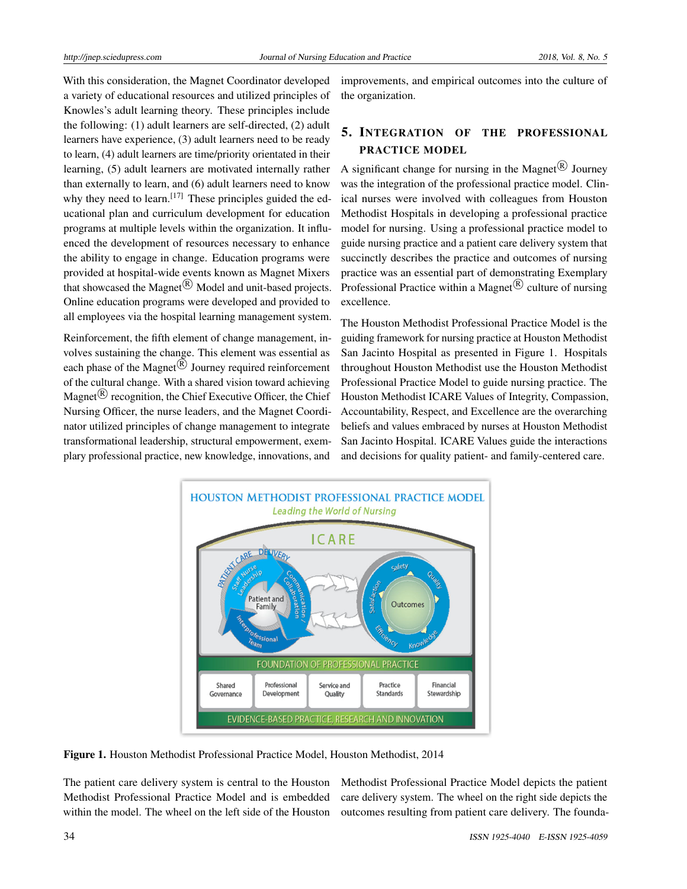With this consideration, the Magnet Coordinator developed a variety of educational resources and utilized principles of Knowles's adult learning theory. These principles include the following: (1) adult learners are self-directed, (2) adult learners have experience, (3) adult learners need to be ready to learn, (4) adult learners are time/priority orientated in their learning, (5) adult learners are motivated internally rather than externally to learn, and (6) adult learners need to know why they need to learn.[17] These principles guided the educational plan and curriculum development for education programs at multiple levels within the organization. It influenced the development of resources necessary to enhance the ability to engage in change. Education programs were provided at hospital-wide events known as Magnet Mixers that showcased the Magnet® Model and unit-based projects. Online education programs were developed and provided to all employees via the hospital learning management system.

Reinforcement, the fifth element of change management, involves sustaining the change. This element was essential as each phase of the Magnet® Journey required reinforcement of the cultural change. With a shared vision toward achieving Magnet® recognition, the Chief Executive Officer, the Chief Nursing Officer, the nurse leaders, and the Magnet Coordinator utilized principles of change management to integrate transformational leadership, structural empowerment, exemplary professional practice, new knowledge, innovations, and improvements, and empirical outcomes into the culture of the organization.

## 5. Integration of the professional practice model

A significant change for nursing in the Magnet® Journey was the integration of the professional practice model. Clinical nurses were involved with colleagues from Houston Methodist Hospitals in developing a professional practice model for nursing. Using a professional practice model to guide nursing practice and a patient care delivery system that succinctly describes the practice and outcomes of nursing practice was an essential part of demonstrating Exemplary Professional Practice within a Magnet® culture of nursing excellence.

The Houston Methodist Professional Practice Model is the guiding framework for nursing practice at Houston Methodist San Jacinto Hospital as presented in Figure 1. Hospitals throughout Houston Methodist use the Houston Methodist Professional Practice Model to guide nursing practice. The Houston Methodist ICARE Values of Integrity, Compassion, Accountability, Respect, and Excellence are the overarching beliefs and values embraced by nurses at Houston Methodist San Jacinto Hospital. ICARE Values guide the interactions and decisions for quality patient- and family-centered care.

HOUSTON METHODIST PROFESSIONAL PRACTICE MODEL

Leading the World of Nursing

ICARE

PATIENT CARE DELIVERY

Staff Nurse Leadership

Communication / Collaboration

Interprofessional Team

Patient and Family

Safety

Quality

Knowledge

Efficiency

Satisfaction

Outcomes

FOUNDATION OF PROFESSIONAL PRACTICE

Shared Governance

Professional Development

Service and Quality

Practice Standards

Financial Stewardship

EVIDENCE-BASED PRACTICE, RESEARCH AND INNOVATION

**Figure 1.** Houston Methodist Professional Practice Model, Houston Methodist, 2014

The patient care delivery system is central to the Houston Methodist Professional Practice Model and is embedded within the model. The wheel on the left side of the Houston Methodist Professional Practice Model depicts the patient care delivery system. The wheel on the right side depicts the outcomes resulting from patient care delivery. The founda-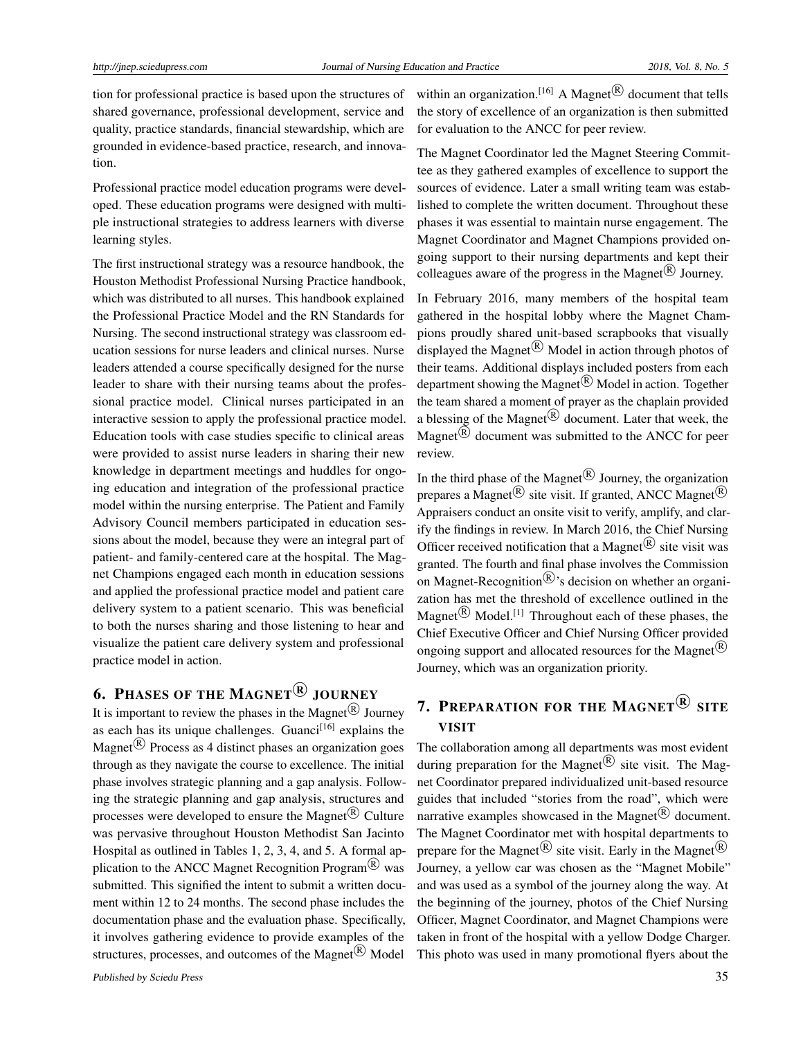tion for professional practice is based upon the structures of shared governance, professional development, service and quality, practice standards, financial stewardship, which are grounded in evidence-based practice, research, and innovation.

Professional practice model education programs were developed. These education programs were designed with multiple instructional strategies to address learners with diverse learning styles.

The first instructional strategy was a resource handbook, the Houston Methodist Professional Nursing Practice handbook, which was distributed to all nurses. This handbook explained the Professional Practice Model and the RN Standards for Nursing. The second instructional strategy was classroom education sessions for nurse leaders and clinical nurses. Nurse leaders attended a course specifically designed for the nurse leader to share with their nursing teams about the professional practice model. Clinical nurses participated in an interactive session to apply the professional practice model. Education tools with case studies specific to clinical areas were provided to assist nurse leaders in sharing their new knowledge in department meetings and huddles for ongoing education and integration of the professional practice model within the nursing enterprise. The Patient and Family Advisory Council members participated in education sessions about the model, because they were an integral part of patient- and family-centered care at the hospital. The Magnet Champions engaged each month in education sessions and applied the professional practice model and patient care delivery system to a patient scenario. This was beneficial to both the nurses sharing and those listening to hear and visualize the patient care delivery system and professional practice model in action.

## 6. Phases of the Magnet® journey

It is important to review the phases in the Magnet® Journey as each has its unique challenges. Guanci[16] explains the Magnet® Process as 4 distinct phases an organization goes through as they navigate the course to excellence. The initial phase involves strategic planning and a gap analysis. Following the strategic planning and gap analysis, structures and processes were developed to ensure the Magnet® Culture was pervasive throughout Houston Methodist San Jacinto Hospital as outlined in Tables 1, 2, 3, 4, and 5. A formal application to the ANCC Magnet Recognition Program® was submitted. This signified the intent to submit a written document within 12 to 24 months. The second phase includes the documentation phase and the evaluation phase. Specifically, it involves gathering evidence to provide examples of the structures, processes, and outcomes of the Magnet® Model within an organization.[16] A Magnet® document that tells the story of excellence of an organization is then submitted for evaluation to the ANCC for peer review.

The Magnet Coordinator led the Magnet Steering Committee as they gathered examples of excellence to support the sources of evidence. Later a small writing team was established to complete the written document. Throughout these phases it was essential to maintain nurse engagement. The Magnet Coordinator and Magnet Champions provided ongoing support to their nursing departments and kept their colleagues aware of the progress in the Magnet® Journey.

In February 2016, many members of the hospital team gathered in the hospital lobby where the Magnet Champions proudly shared unit-based scrapbooks that visually displayed the Magnet® Model in action through photos of their teams. Additional displays included posters from each department showing the Magnet® Model in action. Together the team shared a moment of prayer as the chaplain provided a blessing of the Magnet® document. Later that week, the Magnet® document was submitted to the ANCC for peer review.

In the third phase of the Magnet® Journey, the organization prepares a Magnet® site visit. If granted, ANCC Magnet® Appraisers conduct an onsite visit to verify, amplify, and clarify the findings in review. In March 2016, the Chief Nursing Officer received notification that a Magnet® site visit was granted. The fourth and final phase involves the Commission on Magnet-Recognition®'s decision on whether an organization has met the threshold of excellence outlined in the Magnet® Model.[1] Throughout each of these phases, the Chief Executive Officer and Chief Nursing Officer provided ongoing support and allocated resources for the Magnet® Journey, which was an organization priority.

## 7. Preparation for the Magnet® site visit

The collaboration among all departments was most evident during preparation for the Magnet® site visit. The Magnet Coordinator prepared individualized unit-based resource guides that included "stories from the road", which were narrative examples showcased in the Magnet® document. The Magnet Coordinator met with hospital departments to prepare for the Magnet® site visit. Early in the Magnet® Journey, a yellow car was chosen as the "Magnet Mobile" and was used as a symbol of the journey along the way. At the beginning of the journey, photos of the Chief Nursing Officer, Magnet Coordinator, and Magnet Champions were taken in front of the hospital with a yellow Dodge Charger. This photo was used in many promotional flyers about the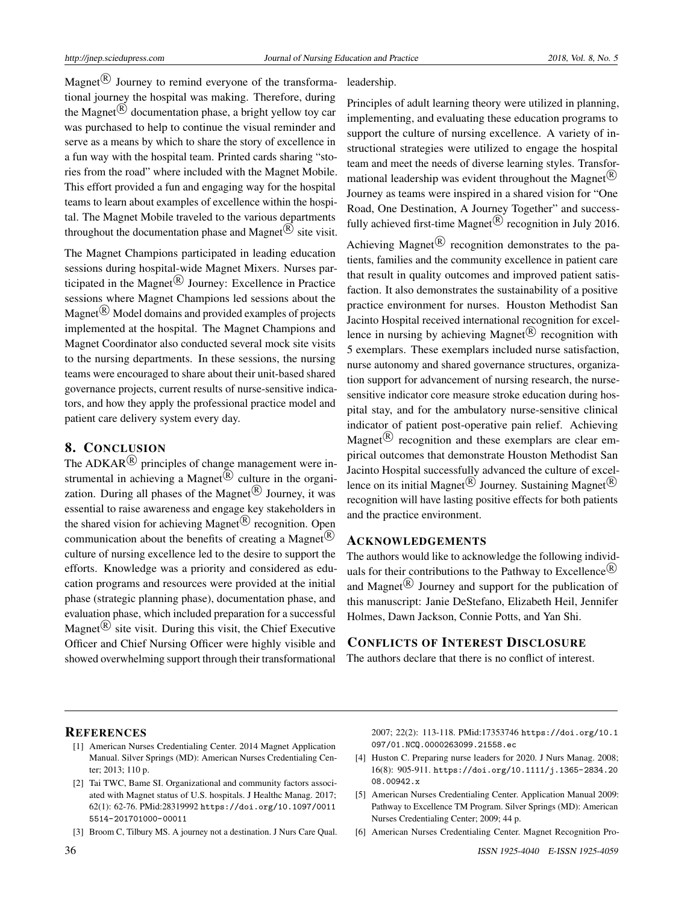Magnet® Journey to remind everyone of the transformational journey the hospital was making. Therefore, during the Magnet® documentation phase, a bright yellow toy car was purchased to help to continue the visual reminder and serve as a means by which to share the story of excellence in a fun way with the hospital team. Printed cards sharing "stories from the road" where included with the Magnet Mobile. This effort provided a fun and engaging way for the hospital teams to learn about examples of excellence within the hospital. The Magnet Mobile traveled to the various departments throughout the documentation phase and Magnet® site visit.

The Magnet Champions participated in leading education sessions during hospital-wide Magnet Mixers. Nurses participated in the Magnet® Journey: Excellence in Practice sessions where Magnet Champions led sessions about the Magnet® Model domains and provided examples of projects implemented at the hospital. The Magnet Champions and Magnet Coordinator also conducted several mock site visits to the nursing departments. In these sessions, the nursing teams were encouraged to share about their unit-based shared governance projects, current results of nurse-sensitive indicators, and how they apply the professional practice model and patient care delivery system every day.

## 8. Conclusion

The ADKAR® principles of change management were instrumental in achieving a Magnet® culture in the organization. During all phases of the Magnet® Journey, it was essential to raise awareness and engage key stakeholders in the shared vision for achieving Magnet® recognition. Open communication about the benefits of creating a Magnet® culture of nursing excellence led to the desire to support the efforts. Knowledge was a priority and considered as education programs and resources were provided at the initial phase (strategic planning phase), documentation phase, and evaluation phase, which included preparation for a successful Magnet® site visit. During this visit, the Chief Executive Officer and Chief Nursing Officer were highly visible and showed overwhelming support through their transformational leadership.

Principles of adult learning theory were utilized in planning, implementing, and evaluating these education programs to support the culture of nursing excellence. A variety of instructional strategies were utilized to engage the hospital team and meet the needs of diverse learning styles. Transformational leadership was evident throughout the Magnet® Journey as teams were inspired in a shared vision for "One Road, One Destination, A Journey Together" and successfully achieved first-time Magnet® recognition in July 2016.

Achieving Magnet® recognition demonstrates to the patients, families and the community excellence in patient care that result in quality outcomes and improved patient satisfaction. It also demonstrates the sustainability of a positive practice environment for nurses. Houston Methodist San Jacinto Hospital received international recognition for excellence in nursing by achieving Magnet® recognition with 5 exemplars. These exemplars included nurse satisfaction, nurse autonomy and shared governance structures, organization support for advancement of nursing research, the nurse-sensitive indicator core measure stroke education during hospital stay, and for the ambulatory nurse-sensitive clinical indicator of patient post-operative pain relief. Achieving Magnet® recognition and these exemplars are clear empirical outcomes that demonstrate Houston Methodist San Jacinto Hospital successfully advanced the culture of excellence on its initial Magnet® Journey. Sustaining Magnet® recognition will have lasting positive effects for both patients and the practice environment.

## Acknowledgements

The authors would like to acknowledge the following individuals for their contributions to the Pathway to Excellence® and Magnet® Journey and support for the publication of this manuscript: Janie DeStefano, Elizabeth Heil, Jennifer Holmes, Dawn Jackson, Connie Potts, and Yan Shi.

## Conflicts of Interest Disclosure

The authors declare that there is no conflict of interest.

## References

[1] American Nurses Credentialing Center. 2014 Magnet Application Manual. Silver Springs (MD): American Nurses Credentialing Center; 2013; 110 p.

[2] Tai TWC, Bame SI. Organizational and community factors associated with Magnet status of U.S. hospitals. J Healthc Manag. 2017; 62(1): 62-76. PMid:28319992 https://doi.org/10.1097/00115514-201701000-00011

[3] Broom C, Tilbury MS. A journey not a destination. J Nurs Care Qual. 2007; 22(2): 113-118. PMid:17353746 https://doi.org/10.1097/01.NCQ.0000263099.21558.ec

[4] Huston C. Preparing nurse leaders for 2020. J Nurs Manag. 2008; 16(8): 905-911. https://doi.org/10.1111/j.1365-2834.2008.00942.x

[5] American Nurses Credentialing Center. Application Manual 2009: Pathway to Excellence TM Program. Silver Springs (MD): American Nurses Credentialing Center; 2009; 44 p.

[6] American Nurses Credentialing Center. Magnet Recognition Pro-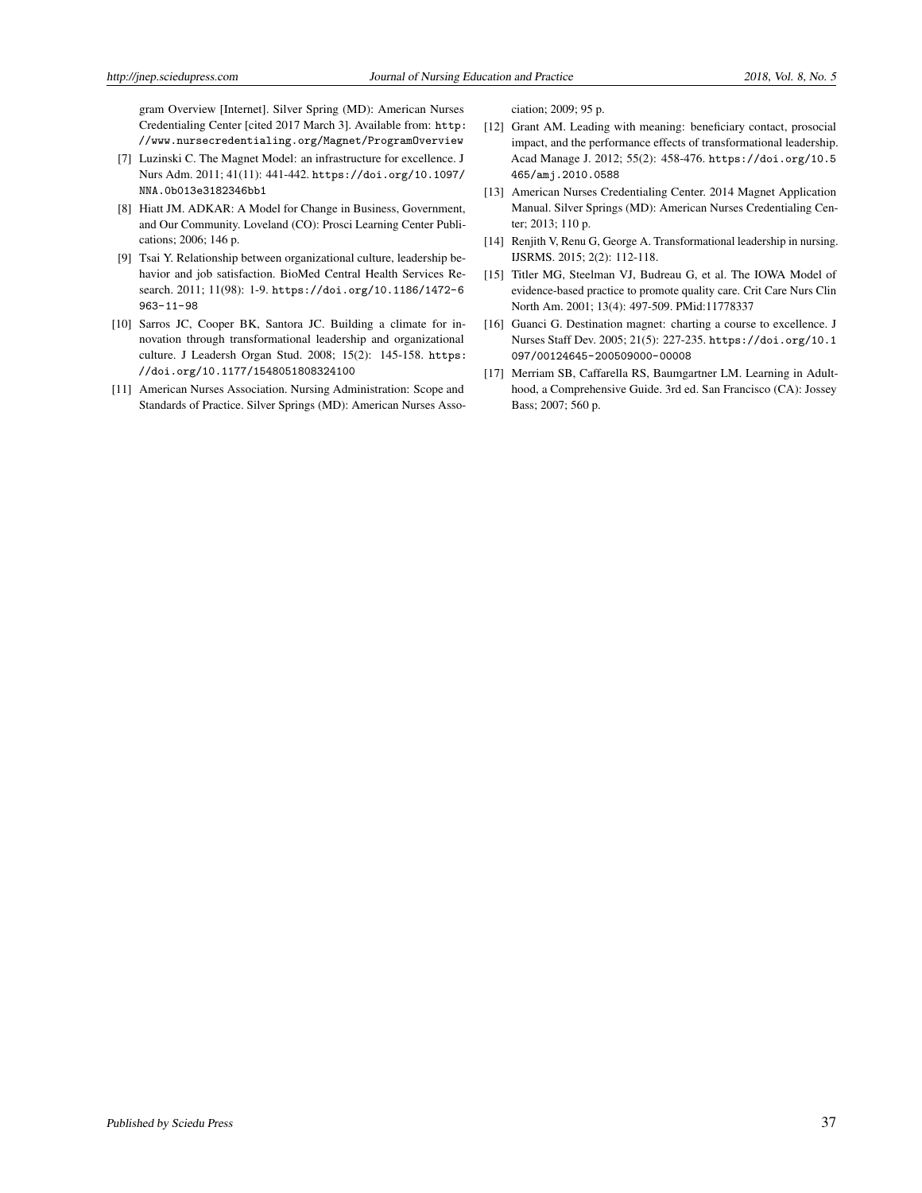gram Overview [Internet]. Silver Spring (MD): American Nurses Credentialing Center [cited 2017 March 3]. Available from: http://www.nursecredentialing.org/Magnet/ProgramOverview

[7] Luzinski C. The Magnet Model: an infrastructure for excellence. J Nurs Adm. 2011; 41(11): 441-442. https://doi.org/10.1097/NNA.0b013e3182346bb1

[8] Hiatt JM. ADKAR: A Model for Change in Business, Government, and Our Community. Loveland (CO): Prosci Learning Center Publications; 2006; 146 p.

[9] Tsai Y. Relationship between organizational culture, leadership behavior and job satisfaction. BioMed Central Health Services Research. 2011; 11(98): 1-9. https://doi.org/10.1186/1472-6963-11-98

[10] Sarros JC, Cooper BK, Santora JC. Building a climate for innovation through transformational leadership and organizational culture. J Leadersh Organ Stud. 2008; 15(2): 145-158. https://doi.org/10.1177/1548051808324100

[11] American Nurses Association. Nursing Administration: Scope and Standards of Practice. Silver Springs (MD): American Nurses Association; 2009; 95 p.

[12] Grant AM. Leading with meaning: beneficiary contact, prosocial impact, and the performance effects of transformational leadership. Acad Manage J. 2012; 55(2): 458-476. https://doi.org/10.5465/amj.2010.0588

[13] American Nurses Credentialing Center. 2014 Magnet Application Manual. Silver Springs (MD): American Nurses Credentialing Center; 2013; 110 p.

[14] Renjith V, Renu G, George A. Transformational leadership in nursing. IJSRMS. 2015; 2(2): 112-118.

[15] Titler MG, Steelman VJ, Budreau G, et al. The IOWA Model of evidence-based practice to promote quality care. Crit Care Nurs Clin North Am. 2001; 13(4): 497-509. PMid:11778337

[16] Guanci G. Destination magnet: charting a course to excellence. J Nurses Staff Dev. 2005; 21(5): 227-235. https://doi.org/10.1097/00124645-200509000-00008

[17] Merriam SB, Caffarella RS, Baumgartner LM. Learning in Adulthood, a Comprehensive Guide. 3rd ed. San Francisco (CA): Jossey Bass; 2007; 560 p.